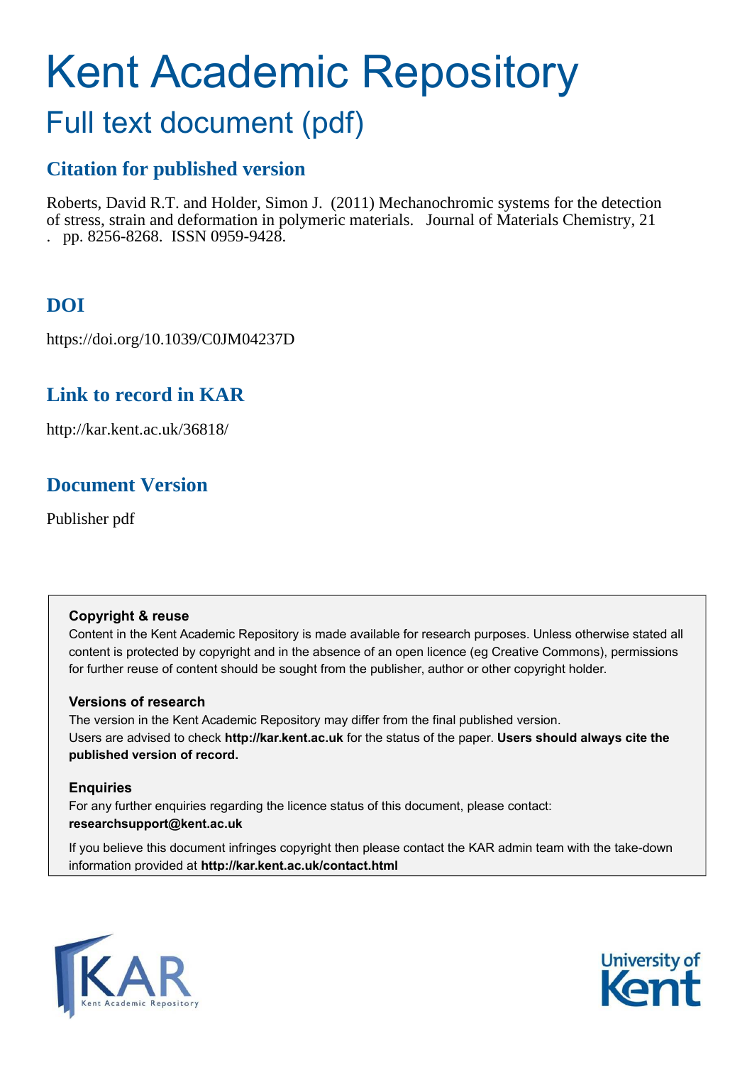# Kent Academic Repository

## Full text document (pdf)

### Citation for published version

Roberts, David R.T. and Holder, Simon J. (2011) Mechanochromic systems for the detection of stress, strain and deformation in polymeric materials. Journal of Materials Chemistry, 21 . pp. 8256-8268. ISSN 0959-9428.

### DOI

https://doi.org/10.1039/C0JM04237D

### Link to record in KAR

http://kar.kent.ac.uk/36818/

### Document Version

Publisher pdf

**Copyright & reuse**

Content in the Kent Academic Repository is made available for research purposes. Unless otherwise stated all content is protected by copyright and in the absence of an open licence (eg Creative Commons), permissions for further reuse of content should be sought from the publisher, author or other copyright holder.

**Versions of research**

The version in the Kent Academic Repository may differ from the final published version. Users are advised to check **http://kar.kent.ac.uk** for the status of the paper. **Users should always cite the published version of record.**

**Enquiries**

For any further enquiries regarding the licence status of this document, please contact: **researchsupport@kent.ac.uk**

If you believe this document infringes copyright then please contact the KAR admin team with the take-down information provided at **http://kar.kent.ac.uk/contact.html**

KAR Kent Academic Repository

University of Kent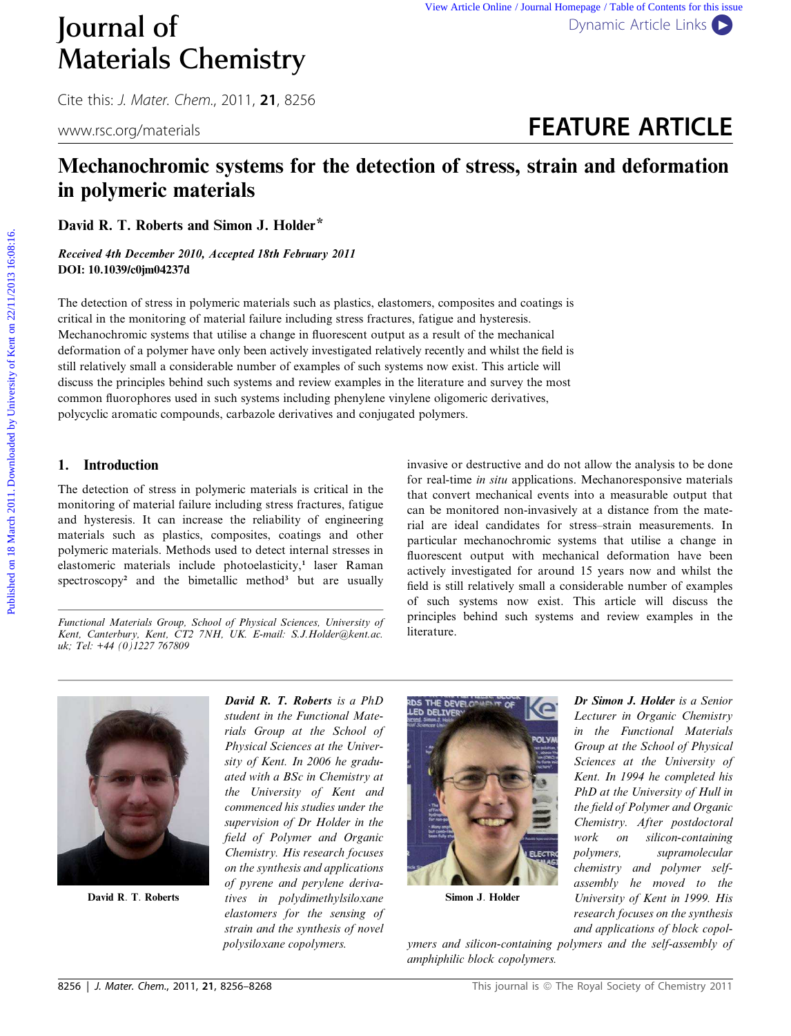Journal of
Materials Chemistry

Cite this: *J. Mater. Chem.*, 2011, **21**, 8256

www.rsc.org/materials

FEATURE ARTICLE

# Mechanochromic systems for the detection of stress, strain and deformation in polymeric materials

**David R. T. Roberts and Simon J. Holder***

***Received 4th December 2010, Accepted 18th February 2011***
**DOI: 10.1039/c0jm04237d**

The detection of stress in polymeric materials such as plastics, elastomers, composites and coatings is critical in the monitoring of material failure including stress fractures, fatigue and hysteresis. Mechanochromic systems that utilise a change in fluorescent output as a result of the mechanical deformation of a polymer have only been actively investigated relatively recently and whilst the field is still relatively small a considerable number of examples of such systems now exist. This article will discuss the principles behind such systems and review examples in the literature and survey the most common fluorophores used in such systems including phenylene vinylene oligomeric derivatives, polycyclic aromatic compounds, carbazole derivatives and conjugated polymers.

## 1. Introduction

The detection of stress in polymeric materials is critical in the monitoring of material failure including stress fractures, fatigue and hysteresis. It can increase the reliability of engineering materials such as plastics, composites, coatings and other polymeric materials. Methods used to detect internal stresses in elastomeric materials include photoelasticity,[1] laser Raman spectroscopy[2] and the bimetallic method[3] but are usually invasive or destructive and do not allow the analysis to be done for real-time *in situ* applications. Mechanoresponsive materials that convert mechanical events into a measurable output that can be monitored non-invasively at a distance from the material are ideal candidates for stress–strain measurements. In particular mechanochromic systems that utilise a change in fluorescent output with mechanical deformation have been actively investigated for around 15 years now and whilst the field is still relatively small a considerable number of examples of such systems now exist. This article will discuss the principles behind such systems and review examples in the literature.

*Functional Materials Group, School of Physical Sciences, University of Kent, Canterbury, Kent, CT2 7NH, UK. E-mail: S.J.Holder@kent.ac.uk; Tel: +44 (0)1227 767809*

**David R. T. Roberts**

*David R. T. Roberts is a PhD student in the Functional Materials Group at the School of Physical Sciences at the University of Kent. In 2006 he graduated with a BSc in Chemistry at the University of Kent and commenced his studies under the supervision of Dr Holder in the field of Polymer and Organic Chemistry. His research focuses on the synthesis and applications of pyrene and perylene derivatives in polydimethylsiloxane elastomers for the sensing of strain and the synthesis of novel polysiloxane copolymers.*

**Simon J. Holder**

*Dr Simon J. Holder is a Senior Lecturer in Organic Chemistry in the Functional Materials Group at the School of Physical Sciences at the University of Kent. In 1994 he completed his PhD at the University of Hull in the field of Polymer and Organic Chemistry. After postdoctoral work on silicon-containing polymers, supramolecular chemistry and polymer self-assembly he moved to the University of Kent in 1999. His research focuses on the synthesis and applications of block copolymers and silicon-containing polymers and the self-assembly of amphiphilic block copolymers.*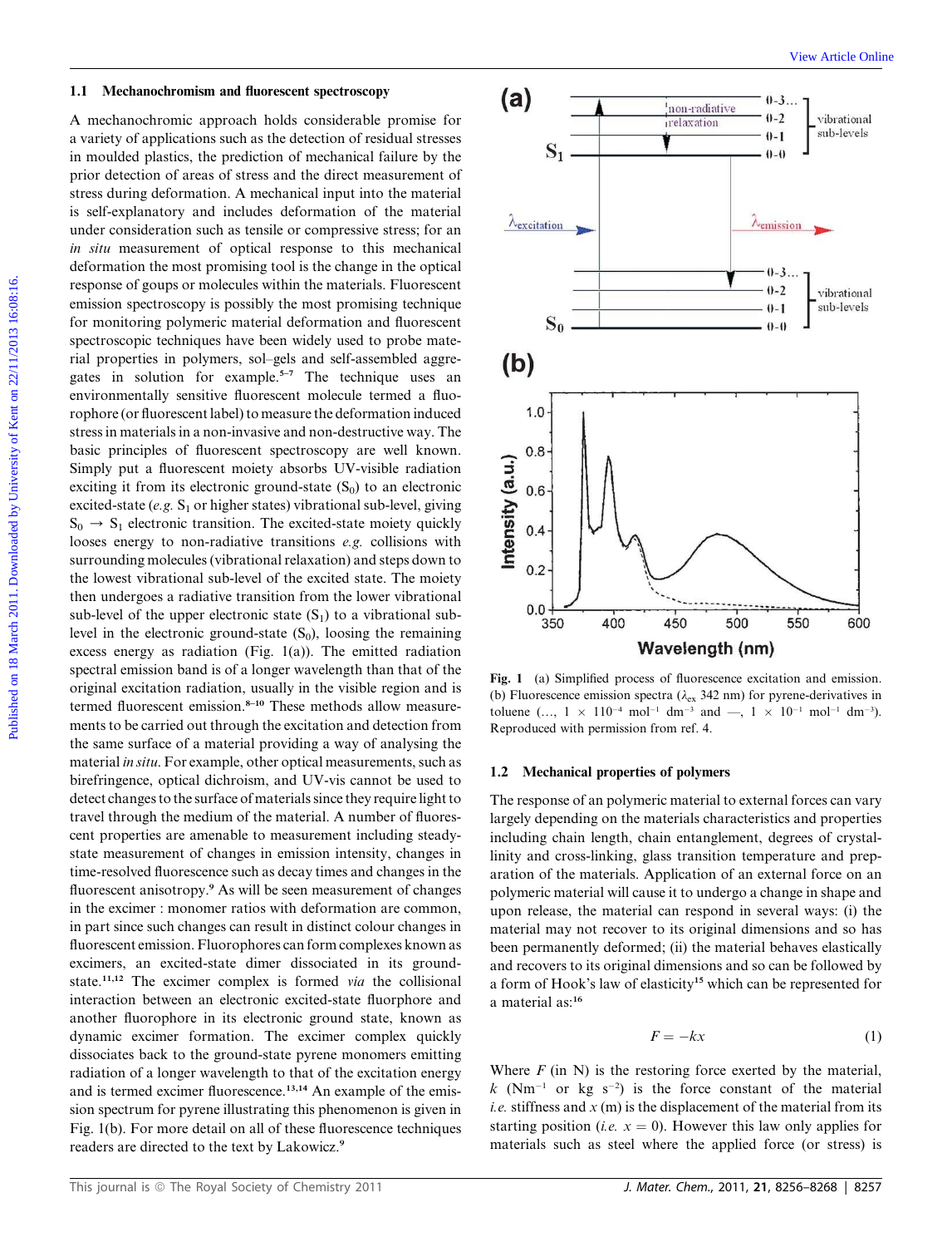### 1.1 Mechanochromism and fluorescent spectroscopy

A mechanochromic approach holds considerable promise for a variety of applications such as the detection of residual stresses in moulded plastics, the prediction of mechanical failure by the prior detection of areas of stress and the direct measurement of stress during deformation. A mechanical input into the material is self-explanatory and includes deformation of the material under consideration such as tensile or compressive stress; for an *in situ* measurement of optical response to this mechanical deformation the most promising tool is the change in the optical response of goups or molecules within the materials. Fluorescent emission spectroscopy is possibly the most promising technique for monitoring polymeric material deformation and fluorescent spectroscopic techniques have been widely used to probe material properties in polymers, sol–gels and self-assembled aggregates in solution for example.[5–7] The technique uses an environmentally sensitive fluorescent molecule termed a fluorophore (or fluorescent label) to measure the deformation induced stress in materials in a non-invasive and non-destructive way. The basic principles of fluorescent spectroscopy are well known. Simply put a fluorescent moiety absorbs UV-visible radiation exciting it from its electronic ground-state ($S_0$) to an electronic excited-state (*e.g.* $S_1$ or higher states) vibrational sub-level, giving $S_0 \rightarrow S_1$ electronic transition. The excited-state moiety quickly looses energy to non-radiative transitions *e.g.* collisions with surrounding molecules (vibrational relaxation) and steps down to the lowest vibrational sub-level of the excited state. The moiety then undergoes a radiative transition from the lower vibrational sub-level of the upper electronic state ($S_1$) to a vibrational sub-level in the electronic ground-state ($S_0$), loosing the remaining excess energy as radiation (Fig. 1(a)). The emitted radiation spectral emission band is of a longer wavelength than that of the original excitation radiation, usually in the visible region and is termed fluorescent emission.[8–10] These methods allow measurements to be carried out through the excitation and detection from the same surface of a material providing a way of analysing the material *in situ*. For example, other optical measurements, such as birefringence, optical dichroism, and UV-vis cannot be used to detect changes to the surface of materials since they require light to travel through the medium of the material. A number of fluorescent properties are amenable to measurement including steady-state measurement of changes in emission intensity, changes in time-resolved fluorescence such as decay times and changes in the fluorescent anisotropy.[9] As will be seen measurement of changes in the excimer : monomer ratios with deformation are common, in part since such changes can result in distinct colour changes in fluorescent emission. Fluorophores can form complexes known as excimers, an excited-state dimer dissociated in its ground-state.[11,12] The excimer complex is formed *via* the collisional interaction between an electronic excited-state fluorphore and another fluorophore in its electronic ground state, known as dynamic excimer formation. The excimer complex quickly dissociates back to the ground-state pyrene monomers emitting radiation of a longer wavelength to that of the excitation energy and is termed excimer fluorescence.[13,14] An example of the emission spectrum for pyrene illustrating this phenomenon is given in Fig. 1(b). For more detail on all of these fluorescence techniques readers are directed to the text by Lakowicz.[9]

**Fig. 1** (a) Simplified process of fluorescence excitation and emission. (b) Fluorescence emission spectra ($\lambda_{ex}$ 342 nm) for pyrene-derivatives in toluene (…, $1 \times 110^{-4}$ mol$^{-1}$ dm$^{-3}$ and —, $1 \times 10^{-1}$ mol$^{-1}$ dm$^{-3}$). Reproduced with permission from ref. 4.

### 1.2 Mechanical properties of polymers

The response of an polymeric material to external forces can vary largely depending on the materials characteristics and properties including chain length, chain entanglement, degrees of crystallinity and cross-linking, glass transition temperature and preparation of the materials. Application of an external force on an polymeric material will cause it to undergo a change in shape and upon release, the material can respond in several ways: (i) the material may not recover to its original dimensions and so has been permanently deformed; (ii) the material behaves elastically and recovers to its original dimensions and so can be followed by a form of Hook's law of elasticity[15] which can be represented for a material as:[16]

$$F = -kx \tag{1}$$

Where $F$ (in N) is the restoring force exerted by the material, $k$ (Nm$^{-1}$ or kg s$^{-2}$) is the force constant of the material *i.e.* stiffness and $x$ (m) is the displacement of the material from its starting position (*i.e.* $x = 0$). However this law only applies for materials such as steel where the applied force (or stress) is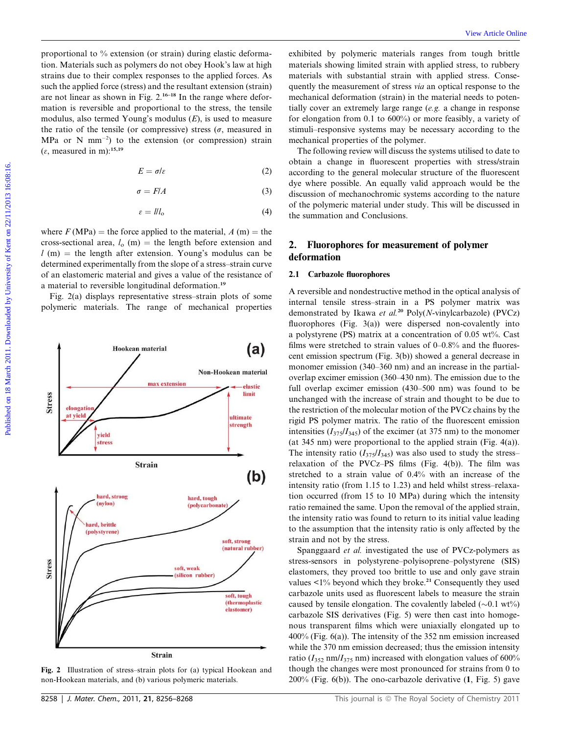proportional to % extension (or strain) during elastic deformation. Materials such as polymers do not obey Hook's law at high strains due to their complex responses to the applied forces. As such the applied force (stress) and the resultant extension (strain) are not linear as shown in Fig. 2.[16–18] In the range where deformation is reversible and proportional to the stress, the tensile modulus, also termed Young's modulus ($E$), is used to measure the ratio of the tensile (or compressive) stress ($\sigma$, measured in MPa or N mm$^{-2}$) to the extension (or compression) strain ($\varepsilon$, measured in m):[15,19]

$$E = \sigma/\varepsilon \tag{2}$$

$$\sigma = F/A \tag{3}$$

$$\varepsilon = l/l_o \tag{4}$$

where $F$ (MPa) = the force applied to the material, $A$ (m) = the cross-sectional area, $l_o$ (m) = the length before extension and $l$ (m) = the length after extension. Young's modulus can be determined experimentally from the slope of a stress–strain curve of an elastomeric material and gives a value of the resistance of a material to reversible longitudinal deformation.[19]

Fig. 2(a) displays representative stress–strain plots of some polymeric materials. The range of mechanical properties exhibited by polymeric materials ranges from tough brittle materials showing limited strain with applied stress, to rubbery materials with substantial strain with applied stress. Consequently the measurement of stress *via* an optical response to the mechanical deformation (strain) in the material needs to potentially cover an extremely large range (*e.g.* a change in response for elongation from 0.1 to 600%) or more feasibly, a variety of stimuli–responsive systems may be necessary according to the mechanical properties of the polymer.

Fig. 2 Illustration of stress–strain plots for (a) typical Hookean and non-Hookean materials, and (b) various polymeric materials.

The following review will discuss the systems utilised to date to obtain a change in fluorescent properties with stress/strain according to the general molecular structure of the fluorescent dye where possible. An equally valid approach would be the discussion of mechanochromic systems according to the nature of the polymeric material under study. This will be discussed in the summation and Conclusions.

## 2. Fluorophores for measurement of polymer deformation

### 2.1 Carbazole fluorophores

A reversible and nondestructive method in the optical analysis of internal tensile stress–strain in a PS polymer matrix was demonstrated by Ikawa *et al.*[20] Poly(*N*-vinylcarbazole) (PVCz) fluorophores (Fig. 3(a)) were dispersed non-covalently into a polystyrene (PS) matrix at a concentration of 0.05 wt%. Cast films were stretched to strain values of 0–0.8% and the fluorescent emission spectrum (Fig. 3(b)) showed a general decrease in monomer emission (340–360 nm) and an increase in the partial-overlap excimer emission (360–430 nm). The emission due to the full overlap excimer emission (430–500 nm) was found to be unchanged with the increase of strain and thought to be due to the restriction of the molecular motion of the PVCz chains by the rigid PS polymer matrix. The ratio of the fluorescent emission intensities ($I_{375}/I_{345}$) of the excimer (at 375 nm) to the monomer (at 345 nm) were proportional to the applied strain (Fig. 4(a)). The intensity ratio ($I_{375}/I_{345}$) was also used to study the stress–relaxation of the PVCz–PS films (Fig. 4(b)). The film was stretched to a strain value of 0.4% with an increase of the intensity ratio (from 1.15 to 1.23) and held whilst stress–relaxation occurred (from 15 to 10 MPa) during which the intensity ratio remained the same. Upon the removal of the applied strain, the intensity ratio was found to return to its initial value leading to the assumption that the intensity ratio is only affected by the strain and not by the stress.

Spanggaard *et al.* investigated the use of PVCz-polymers as stress-sensors in polystyrene–polyisoprene–polystyrene (SIS) elastomers, they proved too brittle to use and only gave strain values <1% beyond which they broke.[21] Consequently they used carbazole units used as fluorescent labels to measure the strain caused by tensile elongation. The covalently labeled (~0.1 wt%) carbazole SIS derivatives (Fig. 5) were then cast into homogenous transparent films which were uniaxially elongated up to 400% (Fig. 6(a)). The intensity of the 352 nm emission increased while the 370 nm emission decreased; thus the emission intensity ratio ($I_{352}$ nm/$I_{375}$ nm) increased with elongation values of 600% though the changes were most pronounced for strains from 0 to 200% (Fig. 6(b)). The ono-carbazole derivative (**1**, Fig. 5) gave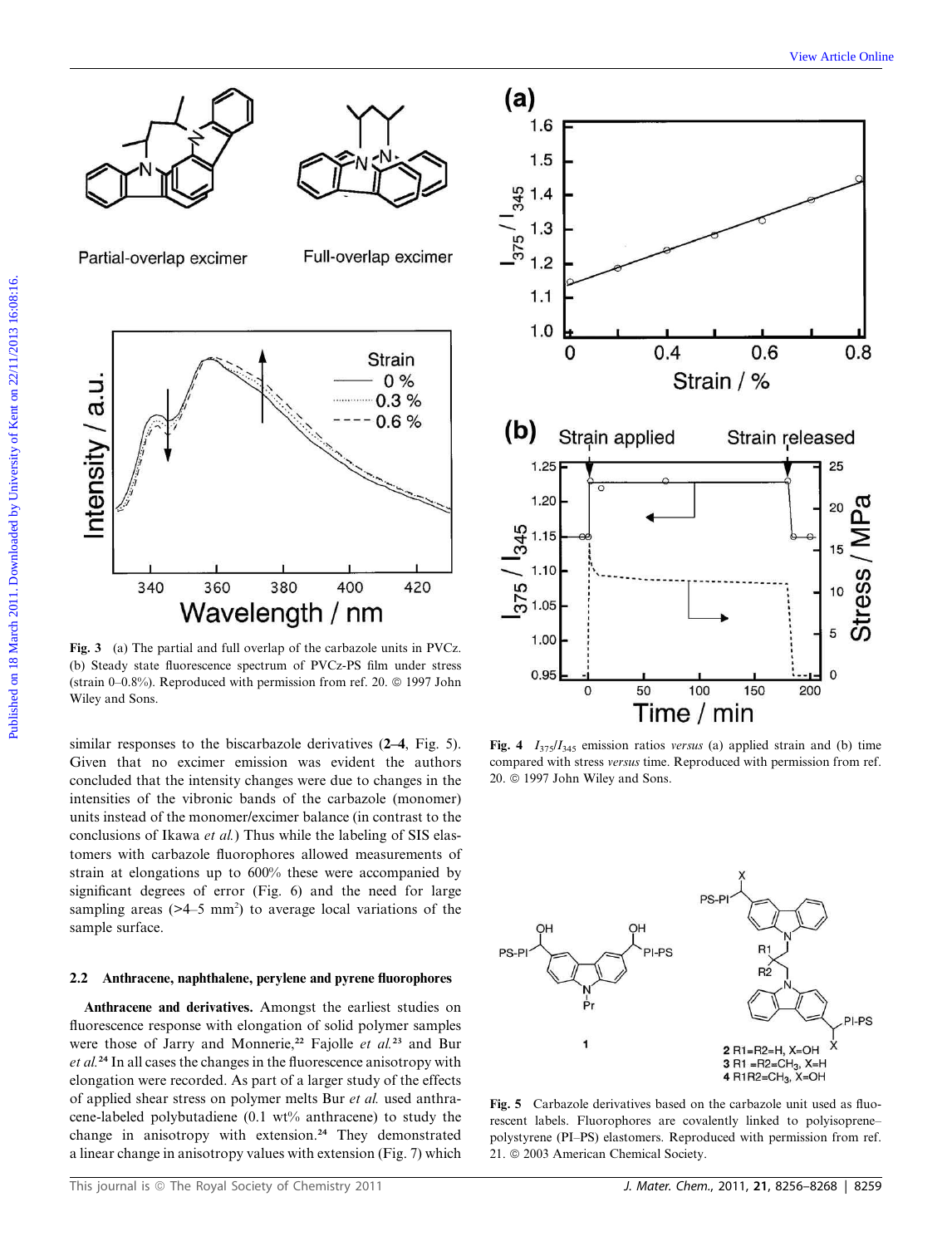Fig. 3 (a) The partial and full overlap of the carbazole units in PVCz. (b) Steady state fluorescence spectrum of PVCz-PS film under stress (strain 0–0.8%). Reproduced with permission from ref. 20. © 1997 John Wiley and Sons.

Fig. 4 $I_{375}/I_{345}$ emission ratios *versus* (a) applied strain and (b) time compared with stress *versus* time. Reproduced with permission from ref. 20. © 1997 John Wiley and Sons.

similar responses to the biscarbazole derivatives (**2–4**, Fig. 5). Given that no excimer emission was evident the authors concluded that the intensity changes were due to changes in the intensities of the vibronic bands of the carbazole (monomer) units instead of the monomer/excimer balance (in contrast to the conclusions of Ikawa *et al.*) Thus while the labeling of SIS elastomers with carbazole fluorophores allowed measurements of strain at elongations up to 600% these were accompanied by significant degrees of error (Fig. 6) and the need for large sampling areas (>4–5 mm²) to average local variations of the sample surface.

### 2.2 Anthracene, naphthalene, perylene and pyrene fluorophores

**Anthracene and derivatives.** Amongst the earliest studies on fluorescence response with elongation of solid polymer samples were those of Jarry and Monnerie,[22] Fajolle *et al.*[23] and Bur *et al.*[24] In all cases the changes in the fluorescence anisotropy with elongation were recorded. As part of a larger study of the effects of applied shear stress on polymer melts Bur *et al.* used anthracene-labeled polybutadiene (0.1 wt% anthracene) to study the change in anisotropy with extension.[24] They demonstrated a linear change in anisotropy values with extension (Fig. 7) which

Fig. 5 Carbazole derivatives based on the carbazole unit used as fluorescent labels. Fluorophores are covalently linked to polyisoprene–polystyrene (PI–PS) elastomers. Reproduced with permission from ref. 21. © 2003 American Chemical Society.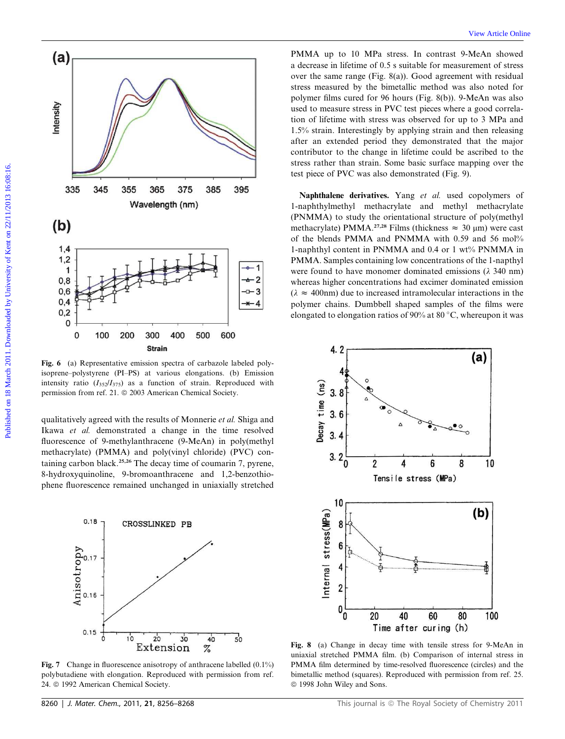Fig. 6 (a) Representative emission spectra of carbazole labeled polyisoprene–polystyrene (PI–PS) at various elongations. (b) Emission intensity ratio ($I_{352}/I_{375}$) as a function of strain. Reproduced with permission from ref. 21. © 2003 American Chemical Society.

qualitatively agreed with the results of Monnerie *et al.* Shiga and Ikawa *et al.* demonstrated a change in the time resolved fluorescence of 9-methylanthracene (9-MeAn) in poly(methyl methacrylate) (PMMA) and poly(vinyl chloride) (PVC) containing carbon black.[25,26] The decay time of coumarin 7, pyrene, 8-hydroxyquinoline, 9-bromoanthracene and 1,2-benzothiophene fluorescence remained unchanged in uniaxially stretched PMMA up to 10 MPa stress. In contrast 9-MeAn showed a decrease in lifetime of 0.5 s suitable for measurement of stress over the same range (Fig. 8(a)). Good agreement with residual stress measured by the bimetallic method was also noted for polymer films cured for 96 hours (Fig. 8(b)). 9-MeAn was also used to measure stress in PVC test pieces where a good correlation of lifetime with stress was observed for up to 3 MPa and 1.5% strain. Interestingly by applying strain and then releasing after an extended period they demonstrated that the major contributor to the change in lifetime could be ascribed to the stress rather than strain. Some basic surface mapping over the test piece of PVC was also demonstrated (Fig. 9).

Fig. 7 Change in fluorescence anisotropy of anthracene labelled (0.1%) polybutadiene with elongation. Reproduced with permission from ref. 24. © 1992 American Chemical Society.

**Naphthalene derivatives.** Yang *et al.* used copolymers of 1-naphthylmethyl methacrylate and methyl methacrylate (PNMMA) to study the orientational structure of poly(methyl methacrylate) PMMA.[27,28] Films (thickness ≈ 30 μm) were cast of the blends PMMA and PNMMA with 0.59 and 56 mol% 1-naphthyl content in PNMMA and 0.4 or 1 wt% PNMMA in PMMA. Samples containing low concentrations of the 1-napthyl were found to have monomer dominated emissions ($\lambda$ 340 nm) whereas higher concentrations had excimer dominated emission ($\lambda \approx$ 400nm) due to increased intramolecular interactions in the polymer chains. Dumbbell shaped samples of the films were elongated to elongation ratios of 90% at 80 °C, whereupon it was

Fig. 8 (a) Change in decay time with tensile stress for 9-MeAn in uniaxial stretched PMMA film. (b) Comparison of internal stress in PMMA film determined by time-resolved fluorescence (circles) and the bimetallic method (squares). Reproduced with permission from ref. 25. © 1998 John Wiley and Sons.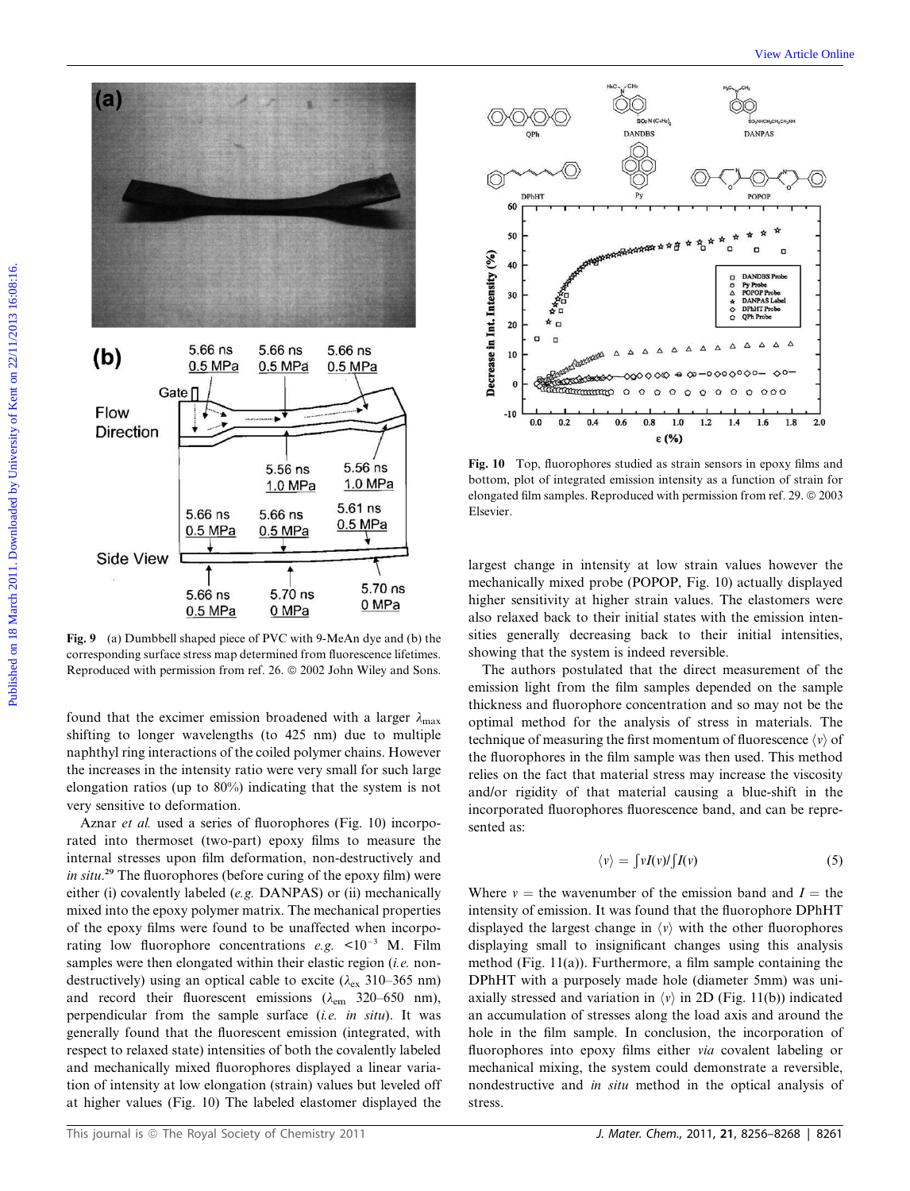**Fig. 9** (a) Dumbbell shaped piece of PVC with 9-MeAn dye and (b) the corresponding surface stress map determined from fluorescence lifetimes. Reproduced with permission from ref. 26. © 2002 John Wiley and Sons.

found that the excimer emission broadened with a larger $\lambda_{max}$ shifting to longer wavelengths (to 425 nm) due to multiple naphthyl ring interactions of the coiled polymer chains. However the increases in the intensity ratio were very small for such large elongation ratios (up to 80%) indicating that the system is not very sensitive to deformation.

Aznar *et al.* used a series of fluorophores (Fig. 10) incorporated into thermoset (two-part) epoxy films to measure the internal stresses upon film deformation, non-destructively and *in situ*.[29] The fluorophores (before curing of the epoxy film) were either (i) covalently labeled (*e.g.* DANPAS) or (ii) mechanically mixed into the epoxy polymer matrix. The mechanical properties of the epoxy films were found to be unaffected when incorporating low fluorophore concentrations *e.g.* <$10^{-3}$ M. Film samples were then elongated within their elastic region (*i.e.* non-destructively) using an optical cable to excite ($\lambda_{ex}$ 310–365 nm) and record their fluorescent emissions ($\lambda_{em}$ 320–650 nm), perpendicular from the sample surface (*i.e. in situ*). It was generally found that the fluorescent emission (integrated, with respect to relaxed state) intensities of both the covalently labeled and mechanically mixed fluorophores displayed a linear variation of intensity at low elongation (strain) values but leveled off at higher values (Fig. 10) The labeled elastomer displayed the largest change in intensity at low strain values however the mechanically mixed probe (POPOP, Fig. 10) actually displayed higher sensitivity at higher strain values. The elastomers were also relaxed back to their initial states with the emission intensities generally decreasing back to their initial intensities, showing that the system is indeed reversible.

**Fig. 10** Top, fluorophores studied as strain sensors in epoxy films and bottom, plot of integrated emission intensity as a function of strain for elongated film samples. Reproduced with permission from ref. 29. © 2003 Elsevier.

The authors postulated that the direct measurement of the emission light from the film samples depended on the sample thickness and fluorophore concentration and so may not be the optimal method for the analysis of stress in materials. The technique of measuring the first momentum of fluorescence $\langle \nu \rangle$ of the fluorophores in the film sample was then used. This method relies on the fact that material stress may increase the viscosity and/or rigidity of that material causing a blue-shift in the incorporated fluorophores fluorescence band, and can be represented as:

$$\langle \nu \rangle = \int \nu I(\nu) / \int I(\nu) \tag{5}$$

Where $\nu$ = the wavenumber of the emission band and $I$ = the intensity of emission. It was found that the fluorophore DPhHT displayed the largest change in $\langle \nu \rangle$ with the other fluorophores displaying small to insignificant changes using this analysis method (Fig. 11(a)). Furthermore, a film sample containing the DPhHT with a purposely made hole (diameter 5mm) was uniaxially stressed and variation in $\langle \nu \rangle$ in 2D (Fig. 11(b)) indicated an accumulation of stresses along the load axis and around the hole in the film sample. In conclusion, the incorporation of fluorophores into epoxy films either *via* covalent labeling or mechanical mixing, the system could demonstrate a reversible, nondestructive and *in situ* method in the optical analysis of stress.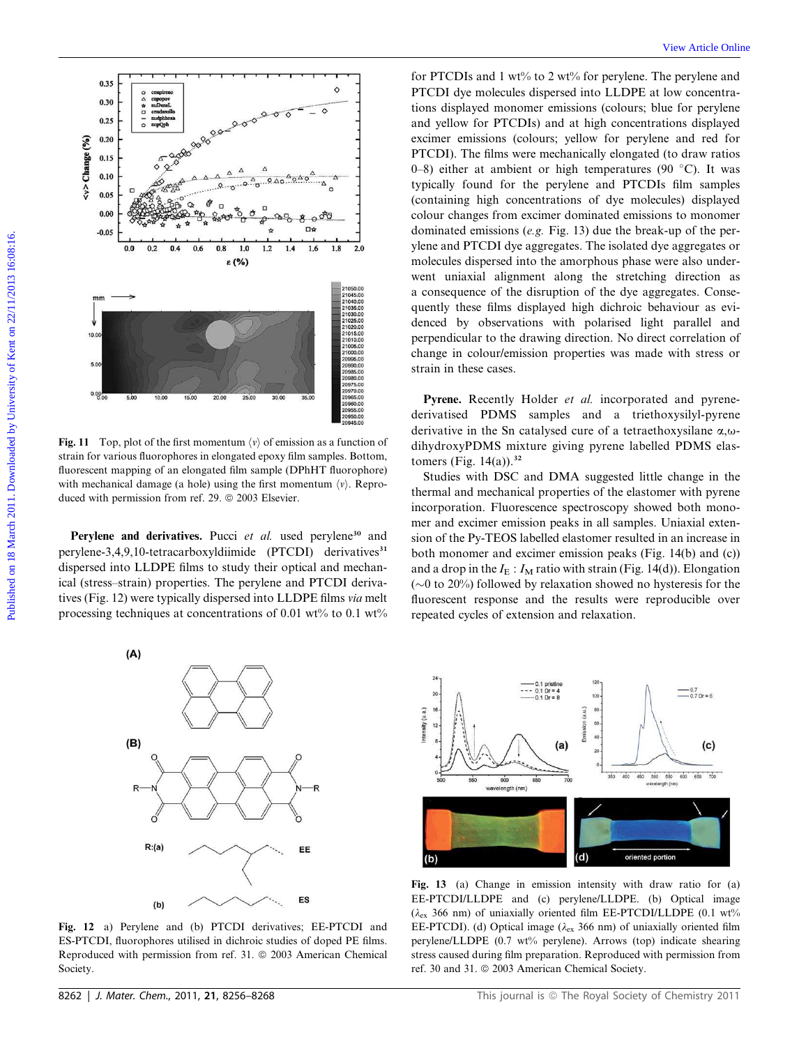Fig. 11 Top, plot of the first momentum $\langle \nu \rangle$ of emission as a function of strain for various fluorophores in elongated epoxy film samples. Bottom, fluorescent mapping of an elongated film sample (DPhHT fluorophore) with mechanical damage (a hole) using the first momentum $\langle \nu \rangle$. Reproduced with permission from ref. 29. © 2003 Elsevier.

**Perylene and derivatives.** Pucci *et al.* used perylene[30] and perylene-3,4,9,10-tetracarboxyldiimide (PTCDI) derivatives[31] dispersed into LLDPE films to study their optical and mechanical (stress–strain) properties. The perylene and PTCDI derivatives (Fig. 12) were typically dispersed into LLDPE films *via* melt processing techniques at concentrations of 0.01 wt% to 0.1 wt% for PTCDIs and 1 wt% to 2 wt% for perylene. The perylene and PTCDI dye molecules dispersed into LLDPE at low concentrations displayed monomer emissions (colours; blue for perylene and yellow for PTCDIs) and at high concentrations displayed excimer emissions (colours; yellow for perylene and red for PTCDI). The films were mechanically elongated (to draw ratios 0–8) either at ambient or high temperatures (90 °C). It was typically found for the perylene and PTCDIs film samples (containing high concentrations of dye molecules) displayed colour changes from excimer dominated emissions to monomer dominated emissions (*e.g.* Fig. 13) due the break-up of the perylene and PTCDI dye aggregates. The isolated dye aggregates or molecules dispersed into the amorphous phase were also underwent uniaxial alignment along the stretching direction as a consequence of the disruption of the dye aggregates. Consequently these films displayed high dichroic behaviour as evidenced by observations with polarised light parallel and perpendicular to the drawing direction. No direct correlation of change in colour/emission properties was made with stress or strain in these cases.

**Pyrene.** Recently Holder *et al.* incorporated and pyrene-derivatised PDMS samples and a triethoxysilyl-pyrene derivative in the Sn catalysed cure of a tetraethoxysilane α,ω-dihydroxyPDMS mixture giving pyrene labelled PDMS elastomers (Fig. 14(a)).[32]

Studies with DSC and DMA suggested little change in the thermal and mechanical properties of the elastomer with pyrene incorporation. Fluorescence spectroscopy showed both monomer and excimer emission peaks in all samples. Uniaxial extension of the Py-TEOS labelled elastomer resulted in an increase in both monomer and excimer emission peaks (Fig. 14(b) and (c)) and a drop in the $I_E : I_M$ ratio with strain (Fig. 14(d)). Elongation (~0 to 20%) followed by relaxation showed no hysteresis for the fluorescent response and the results were reproducible over repeated cycles of extension and relaxation.

Fig. 12 a) Perylene and (b) PTCDI derivatives; EE-PTCDI and ES-PTCDI, fluorophores utilised in dichroic studies of doped PE films. Reproduced with permission from ref. 31. © 2003 American Chemical Society.

Fig. 13 (a) Change in emission intensity with draw ratio for (a) EE-PTCDI/LLDPE and (c) perylene/LLDPE. (b) Optical image ($\lambda_{ex}$ 366 nm) of uniaxially oriented film EE-PTCDI/LLDPE (0.1 wt% EE-PTCDI). (d) Optical image ($\lambda_{ex}$ 366 nm) of uniaxially oriented film perylene/LLDPE (0.7 wt% perylene). Arrows (top) indicate shearing stress caused during film preparation. Reproduced with permission from ref. 30 and 31. © 2003 American Chemical Society.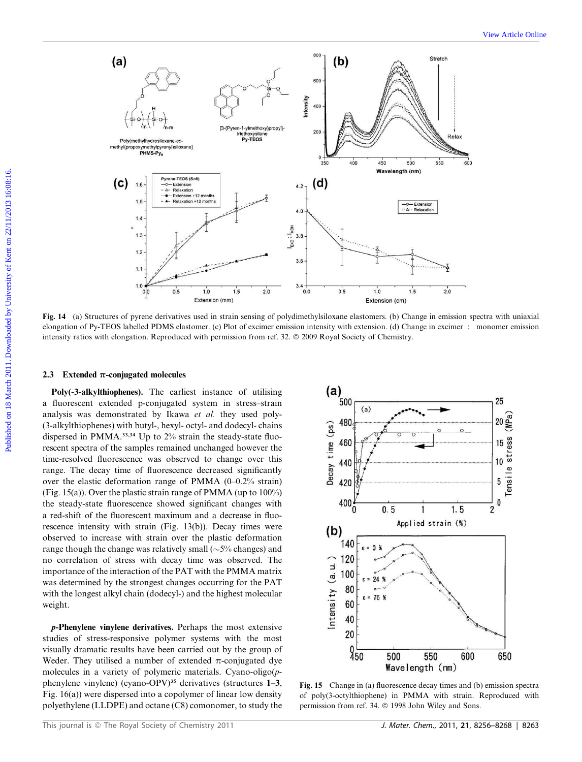**Fig. 14** (a) Structures of pyrene derivatives used in strain sensing of polydimethylsiloxane elastomers. (b) Change in emission spectra with uniaxial elongation of Py-TEOS labelled PDMS elastomer. (c) Plot of excimer emission intensity with extension. (d) Change in excimer : monomer emission intensity ratios with elongation. Reproduced with permission from ref. 32. © 2009 Royal Society of Chemistry.

### 2.3 Extended π-conjugated molecules

**Poly(-3-alkylthiophenes).** The earliest instance of utilising a fluorescent extended p-conjugated system in stress–strain analysis was demonstrated by Ikawa *et al.* they used poly-(3-alkylthiophenes) with butyl-, hexyl- octyl- and dodecyl- chains dispersed in PMMA.[33,34] Up to 2% strain the steady-state fluorescent spectra of the samples remained unchanged however the time-resolved fluorescence was observed to change over this range. The decay time of fluorescence decreased significantly over the elastic deformation range of PMMA (0–0.2% strain) (Fig. 15(a)). Over the plastic strain range of PMMA (up to 100%) the steady-state fluorescence showed significant changes with a red-shift of the fluorescent maximum and a decrease in fluorescence intensity with strain (Fig. 13(b)). Decay times were observed to increase with strain over the plastic deformation range though the change was relatively small (~5% changes) and no correlation of stress with decay time was observed. The importance of the interaction of the PAT with the PMMA matrix was determined by the strongest changes occurring for the PAT with the longest alkyl chain (dodecyl-) and the highest molecular weight.

***p*-Phenylene vinylene derivatives.** Perhaps the most extensive studies of stress-responsive polymer systems with the most visually dramatic results have been carried out by the group of Weder. They utilised a number of extended π-conjugated dye molecules in a variety of polymeric materials. Cyano-oligo(*p*-phenylene vinylene) (cyano-OPV)[35] derivatives (structures **1–3**, Fig. 16(a)) were dispersed into a copolymer of linear low density polyethylene (LLDPE) and octane (C8) comonomer, to study the

**Fig. 15** Change in (a) fluorescence decay times and (b) emission spectra of poly(3-octylthiophene) in PMMA with strain. Reproduced with permission from ref. 34. © 1998 John Wiley and Sons.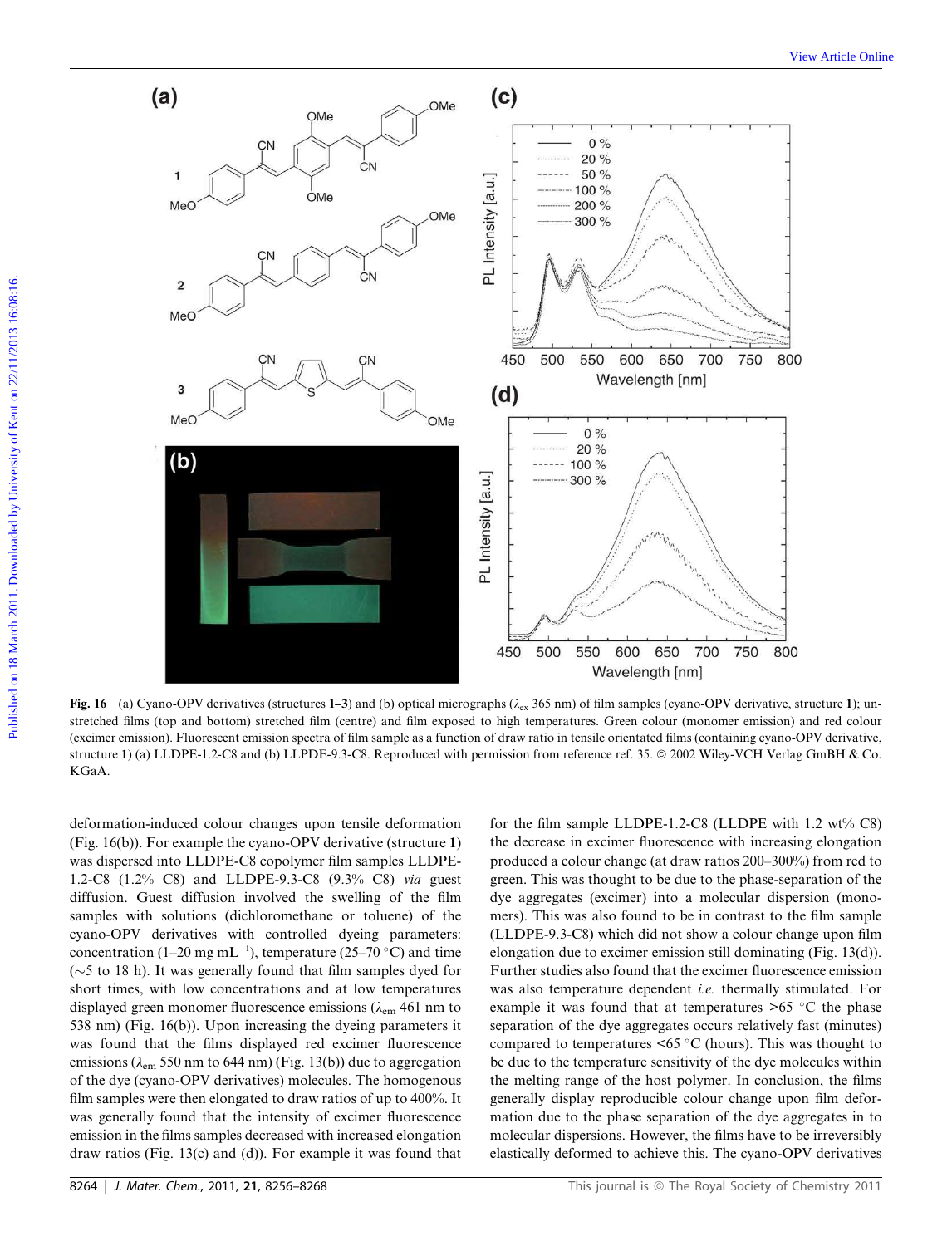**Fig. 16** (a) Cyano-OPV derivatives (structures **1–3**) and (b) optical micrographs ($\lambda_{ex}$ 365 nm) of film samples (cyano-OPV derivative, structure **1**); unstretched films (top and bottom) stretched film (centre) and film exposed to high temperatures. Green colour (monomer emission) and red colour (excimer emission). Fluorescent emission spectra of film sample as a function of draw ratio in tensile orientated films (containing cyano-OPV derivative, structure **1**) (a) LLDPE-1.2-C8 and (b) LLPDE-9.3-C8. Reproduced with permission from reference ref. 35. © 2002 Wiley-VCH Verlag GmbH & Co. KGaA.

deformation-induced colour changes upon tensile deformation (Fig. 16(b)). For example the cyano-OPV derivative (structure **1**) was dispersed into LLDPE-C8 copolymer film samples LLDPE-1.2-C8 (1.2% C8) and LLDPE-9.3-C8 (9.3% C8) *via* guest diffusion. Guest diffusion involved the swelling of the film samples with solutions (dichloromethane or toluene) of the cyano-OPV derivatives with controlled dyeing parameters: concentration (1–20 mg mL$^{-1}$), temperature (25–70 °C) and time (~5 to 18 h). It was generally found that film samples dyed for short times, with low concentrations and at low temperatures displayed green monomer fluorescence emissions ($\lambda_{em}$ 461 nm to 538 nm) (Fig. 16(b)). Upon increasing the dyeing parameters it was found that the films displayed red excimer fluorescence emissions ($\lambda_{em}$ 550 nm to 644 nm) (Fig. 13(b)) due to aggregation of the dye (cyano-OPV derivatives) molecules. The homogenous film samples were then elongated to draw ratios of up to 400%. It was generally found that the intensity of excimer fluorescence emission in the films samples decreased with increased elongation draw ratios (Fig. 13(c) and (d)). For example it was found that for the film sample LLDPE-1.2-C8 (LLDPE with 1.2 wt% C8) the decrease in excimer fluorescence with increasing elongation produced a colour change (at draw ratios 200–300%) from red to green. This was thought to be due to the phase-separation of the dye aggregates (excimer) into a molecular dispersion (monomers). This was also found to be in contrast to the film sample (LLDPE-9.3-C8) which did not show a colour change upon film elongation due to excimer emission still dominating (Fig. 13(d)). Further studies also found that the excimer fluorescence emission was also temperature dependent *i.e.* thermally stimulated. For example it was found that at temperatures >65 °C the phase separation of the dye aggregates occurs relatively fast (minutes) compared to temperatures <65 °C (hours). This was thought to be due to the temperature sensitivity of the dye molecules within the melting range of the host polymer. In conclusion, the films generally display reproducible colour change upon film deformation due to the phase separation of the dye aggregates in to molecular dispersions. However, the films have to be irreversibly elastically deformed to achieve this. The cyano-OPV derivatives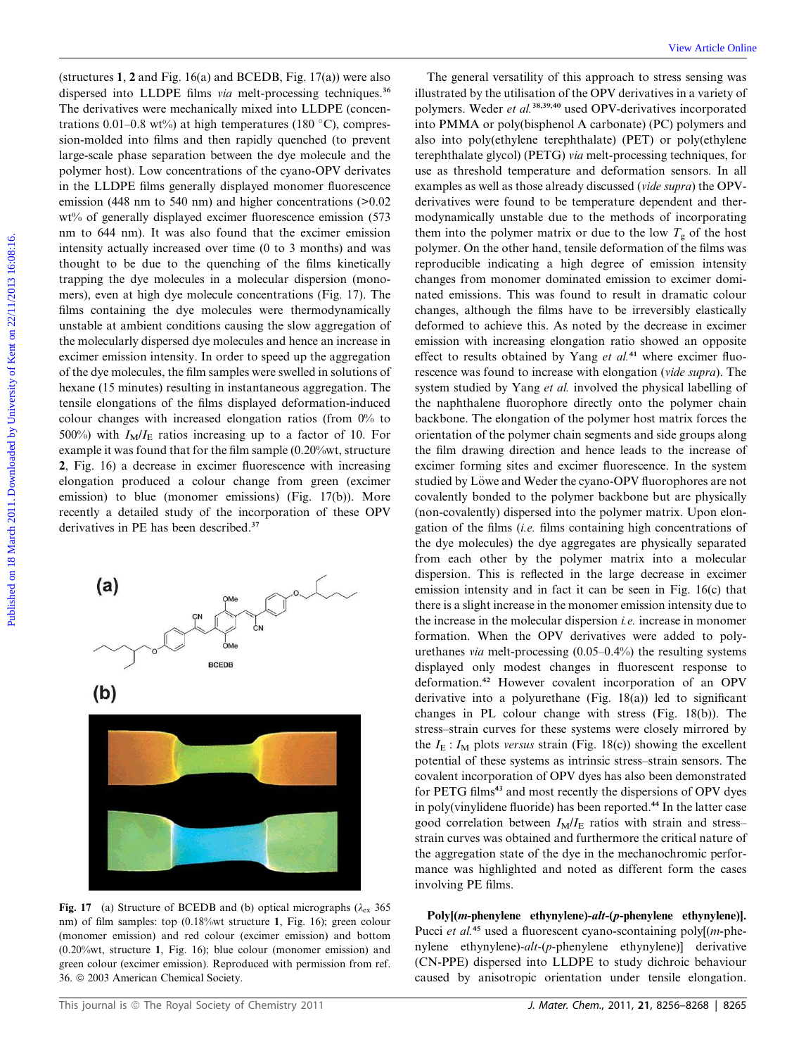(structures **1**, **2** and Fig. 16(a) and BCEDB, Fig. 17(a)) were also dispersed into LLDPE films *via* melt-processing techniques.[36] The derivatives were mechanically mixed into LLDPE (concentrations 0.01–0.8 wt%) at high temperatures (180 °C), compression-molded into films and then rapidly quenched (to prevent large-scale phase separation between the dye molecule and the polymer host). Low concentrations of the cyano-OPV derivates in the LLDPE films generally displayed monomer fluorescence emission (448 nm to 540 nm) and higher concentrations (>0.02 wt% of generally displayed excimer fluorescence emission (573 nm to 644 nm). It was also found that the excimer emission intensity actually increased over time (0 to 3 months) and was thought to be due to the quenching of the films kinetically trapping the dye molecules in a molecular dispersion (monomers), even at high dye molecule concentrations (Fig. 17). The films containing the dye molecules were thermodynamically unstable at ambient conditions causing the slow aggregation of the molecularly dispersed dye molecules and hence an increase in excimer emission intensity. In order to speed up the aggregation of the dye molecules, the film samples were swelled in solutions of hexane (15 minutes) resulting in instantaneous aggregation. The tensile elongations of the films displayed deformation-induced colour changes with increased elongation ratios (from 0% to 500%) with $I_M/I_E$ ratios increasing up to a factor of 10. For example it was found that for the film sample (0.20%wt, structure **2**, Fig. 16) a decrease in excimer fluorescence with increasing elongation produced a colour change from green (excimer emission) to blue (monomer emissions) (Fig. 17(b)). More recently a detailed study of the incorporation of these OPV derivatives in PE has been described.[37]

**Fig. 17** (a) Structure of BCEDB and (b) optical micrographs ($\lambda_{ex}$ 365 nm) of film samples: top (0.18%wt structure **1**, Fig. 16); green colour (monomer emission) and red colour (excimer emission) and bottom (0.20%wt, structure **1**, Fig. 16); blue colour (monomer emission) and green colour (excimer emission). Reproduced with permission from ref. 36. © 2003 American Chemical Society.

The general versatility of this approach to stress sensing was illustrated by the utilisation of the OPV derivatives in a variety of polymers. Weder *et al.*[38,39,40] used OPV-derivatives incorporated into PMMA or poly(bisphenol A carbonate) (PC) polymers and also into poly(ethylene terephthalate) (PET) or poly(ethylene terephthalate glycol) (PETG) *via* melt-processing techniques, for use as threshold temperature and deformation sensors. In all examples as well as those already discussed (*vide supra*) the OPV-derivatives were found to be temperature dependent and thermodynamically unstable due to the methods of incorporating them into the polymer matrix or due to the low $T_g$ of the host polymer. On the other hand, tensile deformation of the films was reproducible indicating a high degree of emission intensity changes from monomer dominated emission to excimer dominated emissions. This was found to result in dramatic colour changes, although the films have to be irreversibly elastically deformed to achieve this. As noted by the decrease in excimer emission with increasing elongation ratio showed an opposite effect to results obtained by Yang *et al.*[41] where excimer fluorescence was found to increase with elongation (*vide supra*). The system studied by Yang *et al.* involved the physical labelling of the naphthalene fluorophore directly onto the polymer chain backbone. The elongation of the polymer host matrix forces the orientation of the polymer chain segments and side groups along the film drawing direction and hence leads to the increase of excimer forming sites and excimer fluorescence. In the system studied by Löwe and Weder the cyano-OPV fluorophores are not covalently bonded to the polymer backbone but are physically (non-covalently) dispersed into the polymer matrix. Upon elongation of the films (*i.e.* films containing high concentrations of the dye molecules) the dye aggregates are physically separated from each other by the polymer matrix into a molecular dispersion. This is reflected in the large decrease in excimer emission intensity and in fact it can be seen in Fig. 16(c) that there is a slight increase in the monomer emission intensity due to the increase in the molecular dispersion *i.e.* increase in monomer formation. When the OPV derivatives were added to polyurethanes *via* melt-processing (0.05–0.4%) the resulting systems displayed only modest changes in fluorescent response to deformation.[42] However covalent incorporation of an OPV derivative into a polyurethane (Fig. 18(a)) led to significant changes in PL colour change with stress (Fig. 18(b)). The stress–strain curves for these systems were closely mirrored by the $I_E : I_M$ plots *versus* strain (Fig. 18(c)) showing the excellent potential of these systems as intrinsic stress–strain sensors. The covalent incorporation of OPV dyes has also been demonstrated for PETG films[43] and most recently the dispersions of OPV dyes in poly(vinylidene fluoride) has been reported.[44] In the latter case good correlation between $I_M/I_E$ ratios with strain and stress–strain curves was obtained and furthermore the critical nature of the aggregation state of the dye in the mechanochromic performance was highlighted and noted as different form the cases involving PE films.

**Poly[(*m*-phenylene ethynylene)-*alt*-(*p*-phenylene ethynylene)].** Pucci *et al.*[45] used a fluorescent cyano-containing poly[(*m*-phenylene ethynylene)-*alt*-(*p*-phenylene ethynylene)] derivative (CN-PPE) dispersed into LLDPE to study dichroic behaviour caused by anisotropic orientation under tensile elongation.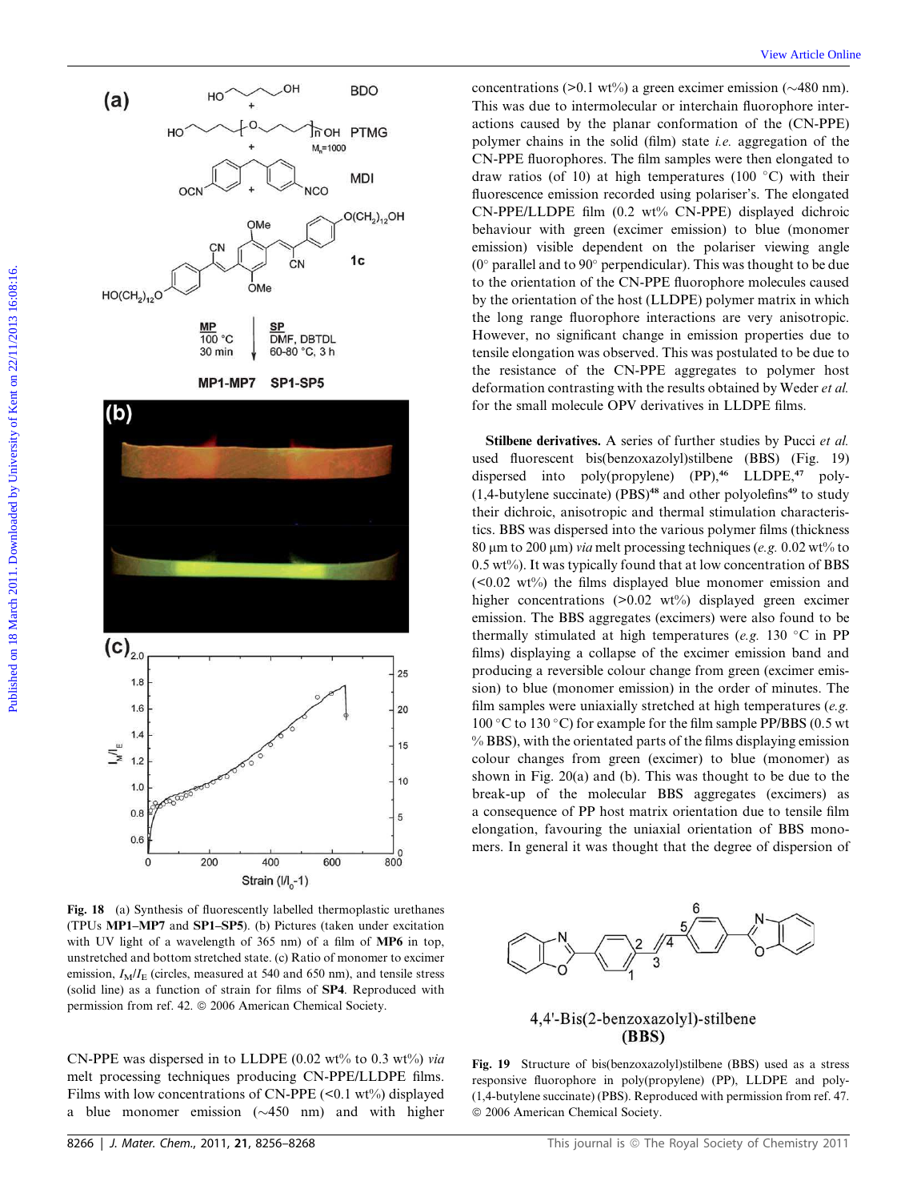Fig. 18 (a) Synthesis of fluorescently labelled thermoplastic urethanes (TPUs **MP1–MP7** and **SP1–SP5**). (b) Pictures (taken under excitation with UV light of a wavelength of 365 nm) of a film of **MP6** in top, unstretched and bottom stretched state. (c) Ratio of monomer to excimer emission, $I_M/I_E$ (circles, measured at 540 and 650 nm), and tensile stress (solid line) as a function of strain for films of **SP4**. Reproduced with permission from ref. 42. © 2006 American Chemical Society.

CN-PPE was dispersed in to LLDPE (0.02 wt% to 0.3 wt%) *via* melt processing techniques producing CN-PPE/LLDPE films. Films with low concentrations of CN-PPE (<0.1 wt%) displayed a blue monomer emission (~450 nm) and with higher concentrations (>0.1 wt%) a green excimer emission (~480 nm). This was due to intermolecular or interchain fluorophore interactions caused by the planar conformation of the (CN-PPE) polymer chains in the solid (film) state *i.e.* aggregation of the CN-PPE fluorophores. The film samples were then elongated to draw ratios (of 10) at high temperatures (100 °C) with their fluorescence emission recorded using polariser's. The elongated CN-PPE/LLDPE film (0.2 wt% CN-PPE) displayed dichroic behaviour with green (excimer emission) to blue (monomer emission) visible dependent on the polariser viewing angle (0° parallel and to 90° perpendicular). This was thought to be due to the orientation of the CN-PPE fluorophore molecules caused by the orientation of the host (LLDPE) polymer matrix in which the long range fluorophore interactions are very anisotropic. However, no significant change in emission properties due to tensile elongation was observed. This was postulated to be due to the resistance of the CN-PPE aggregates to polymer host deformation contrasting with the results obtained by Weder *et al.* for the small molecule OPV derivatives in LLDPE films.

**Stilbene derivatives.** A series of further studies by Pucci *et al.* used fluorescent bis(benzoxazolyl)stilbene (BBS) (Fig. 19) dispersed into poly(propylene) (PP),[46] LLDPE,[47] poly(1,4-butylene succinate) (PBS)[48] and other polyolefins[49] to study their dichroic, anisotropic and thermal stimulation characteristics. BBS was dispersed into the various polymer films (thickness 80 μm to 200 μm) *via* melt processing techniques (*e.g.* 0.02 wt% to 0.5 wt%). It was typically found that at low concentration of BBS (<0.02 wt%) the films displayed blue monomer emission and higher concentrations (>0.02 wt%) displayed green excimer emission. The BBS aggregates (excimers) were also found to be thermally stimulated at high temperatures (*e.g.* 130 °C in PP films) displaying a collapse of the excimer emission band and producing a reversible colour change from green (excimer emission) to blue (monomer emission) in the order of minutes. The film samples were uniaxially stretched at high temperatures (*e.g.* 100 °C to 130 °C) for example for the film sample PP/BBS (0.5 wt % BBS), with the orientated parts of the films displaying emission colour changes from green (excimer) to blue (monomer) as shown in Fig. 20(a) and (b). This was thought to be due to the break-up of the molecular BBS aggregates (excimers) as a consequence of PP host matrix orientation due to tensile film elongation, favouring the uniaxial orientation of BBS monomers. In general it was thought that the degree of dispersion of

Fig. 19 Structure of bis(benzoxazolyl)stilbene (BBS) used as a stress responsive fluorophore in poly(propylene) (PP), LLDPE and poly(1,4-butylene succinate) (PBS). Reproduced with permission from ref. 47. © 2006 American Chemical Society.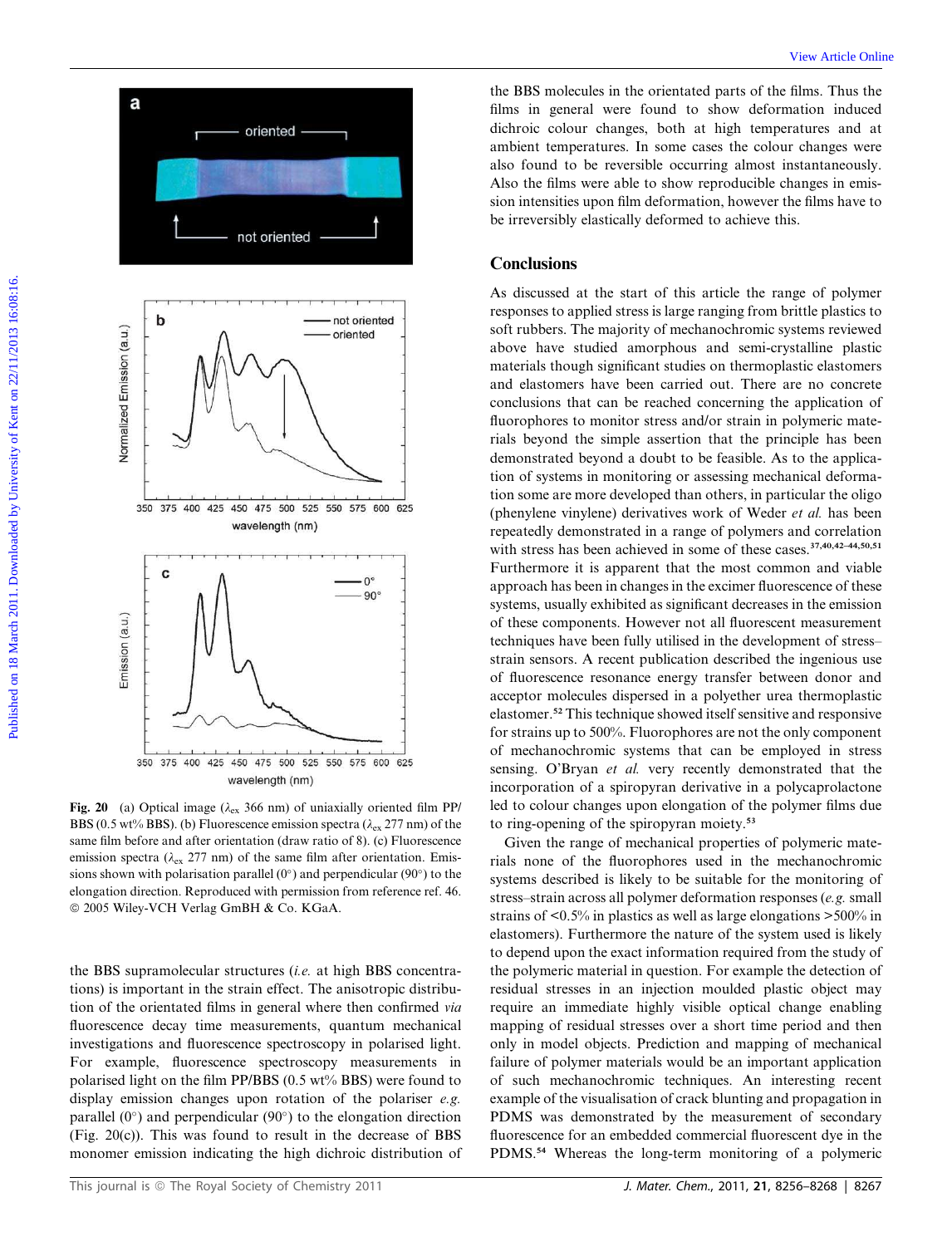a

oriented

not oriented

b

Normalized Emission (a.u.)

not oriented

oriented

350 375 400 425 450 475 500 525 550 575 600 625

wavelength (nm)

c

Emission (a.u.)

0°

90°

350 375 400 425 450 475 500 525 550 575 600 625

wavelength (nm)

**Fig. 20** (a) Optical image ($\lambda_{ex}$ 366 nm) of uniaxially oriented film PP/BBS (0.5 wt% BBS). (b) Fluorescence emission spectra ($\lambda_{ex}$ 277 nm) of the same film before and after orientation (draw ratio of 8). (c) Fluorescence emission spectra ($\lambda_{ex}$ 277 nm) of the same film after orientation. Emissions shown with polarisation parallel (0°) and perpendicular (90°) to the elongation direction. Reproduced with permission from reference ref. 46. © 2005 Wiley-VCH Verlag GmbH & Co. KGaA.

the BBS supramolecular structures (*i.e.* at high BBS concentrations) is important in the strain effect. The anisotropic distribution of the orientated films in general where then confirmed *via* fluorescence decay time measurements, quantum mechanical investigations and fluorescence spectroscopy in polarised light. For example, fluorescence spectroscopy measurements in polarised light on the film PP/BBS (0.5 wt% BBS) were found to display emission changes upon rotation of the polariser *e.g.* parallel (0°) and perpendicular (90°) to the elongation direction (Fig. 20(c)). This was found to result in the decrease of BBS monomer emission indicating the high dichroic distribution of the BBS molecules in the orientated parts of the films. Thus the films in general were found to show deformation induced dichroic colour changes, both at high temperatures and at ambient temperatures. In some cases the colour changes were also found to be reversible occurring almost instantaneously. Also the films were able to show reproducible changes in emission intensities upon film deformation, however the films have to be irreversibly elastically deformed to achieve this.

## Conclusions

As discussed at the start of this article the range of polymer responses to applied stress is large ranging from brittle plastics to soft rubbers. The majority of mechanochromic systems reviewed above have studied amorphous and semi-crystalline plastic materials though significant studies on thermoplastic elastomers and elastomers have been carried out. There are no concrete conclusions that can be reached concerning the application of fluorophores to monitor stress and/or strain in polymeric materials beyond the simple assertion that the principle has been demonstrated beyond a doubt to be feasible. As to the application of systems in monitoring or assessing mechanical deformation some are more developed than others, in particular the oligo (phenylene vinylene) derivatives work of Weder *et al.* has been repeatedly demonstrated in a range of polymers and correlation with stress has been achieved in some of these cases.[37,40,42–44,50,51] Furthermore it is apparent that the most common and viable approach has been in changes in the excimer fluorescence of these systems, usually exhibited as significant decreases in the emission of these components. However not all fluorescent measurement techniques have been fully utilised in the development of stress–strain sensors. A recent publication described the ingenious use of fluorescence resonance energy transfer between donor and acceptor molecules dispersed in a polyether urea thermoplastic elastomer.[52] This technique showed itself sensitive and responsive for strains up to 500%. Fluorophores are not the only component of mechanochromic systems that can be employed in stress sensing. O'Bryan *et al.* very recently demonstrated that the incorporation of a spiropyran derivative in a polycaprolactone led to colour changes upon elongation of the polymer films due to ring-opening of the spiropyran moiety.[53]

Given the range of mechanical properties of polymeric materials none of the fluorophores used in the mechanochromic systems described is likely to be suitable for the monitoring of stress–strain across all polymer deformation responses (*e.g.* small strains of <0.5% in plastics as well as large elongations >500% in elastomers). Furthermore the nature of the system used is likely to depend upon the exact information required from the study of the polymeric material in question. For example the detection of residual stresses in an injection moulded plastic object may require an immediate highly visible optical change enabling mapping of residual stresses over a short time period and then only in model objects. Prediction and mapping of mechanical failure of polymer materials would be an important application of such mechanochromic techniques. An interesting recent example of the visualisation of crack blunting and propagation in PDMS was demonstrated by the measurement of secondary fluorescence for an embedded commercial fluorescent dye in the PDMS.[54] Whereas the long-term monitoring of a polymeric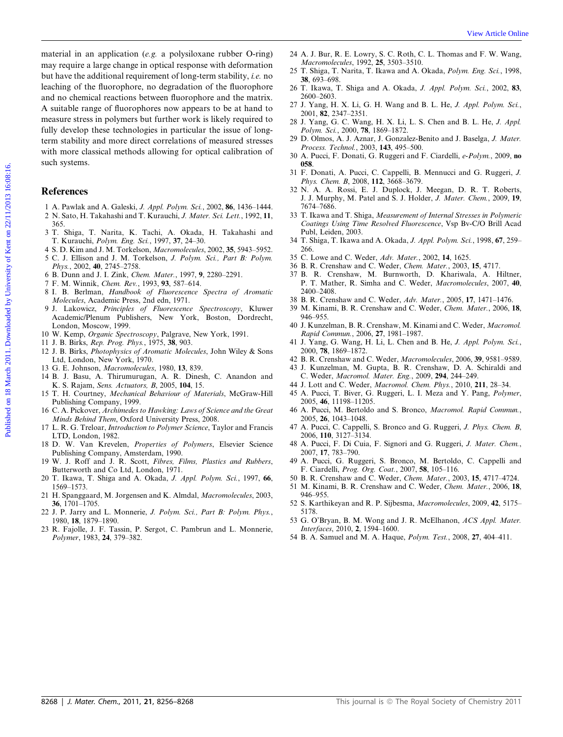material in an application (*e.g.* a polysiloxane rubber O-ring) may require a large change in optical response with deformation but have the additional requirement of long-term stability, *i.e.* no leaching of the fluorophore, no degradation of the fluorophore and no chemical reactions between fluorophore and the matrix. A suitable range of fluorophores now appears to be at hand to measure stress in polymers but further work is likely required to fully develop these technologies in particular the issue of long-term stability and more direct correlations of measured stresses with more classical methods allowing for optical calibration of such systems.

## References

1 A. Pawlak and A. Galeski, *J. Appl. Polym. Sci.*, 2002, **86**, 1436–1444.
2 N. Sato, H. Takahashi and T. Kurauchi, *J. Mater. Sci. Lett.*, 1992, **11**, 365.
3 T. Shiga, T. Narita, K. Tachi, A. Okada, H. Takahashi and T. Kurauchi, *Polym. Eng. Sci.*, 1997, **37**, 24–30.
4 S. D. Kim and J. M. Torkelson, *Macromolecules*, 2002, **35**, 5943–5952.
5 C. J. Ellison and J. M. Torkelson, *J. Polym. Sci., Part B: Polym. Phys.*, 2002, **40**, 2745–2758.
6 B. Dunn and J. I. Zink, *Chem. Mater.*, 1997, **9**, 2280–2291.
7 F. M. Winnik, *Chem. Rev.*, 1993, **93**, 587–614.
8 I. B. Berlman, *Handbook of Fluorescence Spectra of Aromatic Molecules*, Academic Press, 2nd edn, 1971.
9 J. Lakowicz, *Principles of Fluorescence Spectroscopy*, Kluwer Academic/Plenum Publishers, New York, Boston, Dordrecht, London, Moscow, 1999.
10 W. Kemp, *Organic Spectroscopy*, Palgrave, New York, 1991.
11 J. B. Birks, *Rep. Prog. Phys.*, 1975, **38**, 903.
12 J. B. Birks, *Photophysics of Aromatic Molecules*, John Wiley & Sons Ltd, London, New York, 1970.
13 G. E. Johnson, *Macromolecules*, 1980, **13**, 839.
14 B. J. Basu, A. Thirumurugan, A. R. Dinesh, C. Anandon and K. S. Rajam, *Sens. Actuators, B*, 2005, **104**, 15.
15 T. H. Courtney, *Mechanical Behaviour of Materials*, McGraw-Hill Publishing Company, 1999.
16 C. A. Pickover, *Archimedes to Hawking: Laws of Science and the Great Minds Behind Them*, Oxford University Press, 2008.
17 L. R. G. Treloar, *Introduction to Polymer Science*, Taylor and Francis LTD, London, 1982.
18 D. W. Van Krevelen, *Properties of Polymers*, Elsevier Science Publishing Company, Amsterdam, 1990.
19 W. J. Roff and J. R. Scott, *Fibres, Films, Plastics and Rubbers*, Butterworth and Co Ltd, London, 1971.
20 T. Ikawa, T. Shiga and A. Okada, *J. Appl. Polym. Sci.*, 1997, **66**, 1569–1573.
21 H. Spanggaard, M. Jorgensen and K. Almdal, *Macromolecules*, 2003, **36**, 1701–1705.
22 J. P. Jarry and L. Monnerie, *J. Polym. Sci., Part B: Polym. Phys.*, 1980, **18**, 1879–1890.
23 R. Fajolle, J. F. Tassin, P. Sergot, C. Pambrun and L. Monnerie, *Polymer*, 1983, **24**, 379–382.
24 A. J. Bur, R. E. Lowry, S. C. Roth, C. L. Thomas and F. W. Wang, *Macromolecules*, 1992, **25**, 3503–3510.
25 T. Shiga, T. Narita, T. Ikawa and A. Okada, *Polym. Eng. Sci.*, 1998, **38**, 693–698.
26 T. Ikawa, T. Shiga and A. Okada, *J. Appl. Polym. Sci.*, 2002, **83**, 2600–2603.
27 J. Yang, H. X. Li, G. H. Wang and B. L. He, *J. Appl. Polym. Sci.*, 2001, **82**, 2347–2351.
28 J. Yang, G. C. Wang, H. X. Li, L. S. Chen and B. L. He, *J. Appl. Polym. Sci.*, 2000, **78**, 1869–1872.
29 D. Olmos, A. J. Aznar, J. Gonzalez-Benito and J. Baselga, *J. Mater. Process. Technol.*, 2003, **143**, 495–500.
30 A. Pucci, F. Donati, G. Ruggeri and F. Ciardelli, *e-Polym.*, 2009, **no 058**.
31 F. Donati, A. Pucci, C. Cappelli, B. Mennucci and G. Ruggeri, *J. Phys. Chem. B*, 2008, **112**, 3668–3679.
32 N. A. A. Rossi, E. J. Duplock, J. Meegan, D. R. T. Roberts, J. J. Murphy, M. Patel and S. J. Holder, *J. Mater. Chem.*, 2009, **19**, 7674–7686.
33 T. Ikawa and T. Shiga, *Measurement of Internal Stresses in Polymeric Coatings Using Time Resolved Fluorescence*, Vsp Bv-C/O Brill Acad Publ, Leiden, 2003.
34 T. Shiga, T. Ikawa and A. Okada, *J. Appl. Polym. Sci.*, 1998, **67**, 259–266.
35 C. Lowe and C. Weder, *Adv. Mater.*, 2002, **14**, 1625.
36 B. R. Crenshaw and C. Weder, *Chem. Mater.*, 2003, **15**, 4717.
37 B. R. Crenshaw, M. Burnworth, D. Khariwala, A. Hiltner, P. T. Mather, R. Simha and C. Weder, *Macromolecules*, 2007, **40**, 2400–2408.
38 B. R. Crenshaw and C. Weder, *Adv. Mater.*, 2005, **17**, 1471–1476.
39 M. Kinami, B. R. Crenshaw and C. Weder, *Chem. Mater.*, 2006, **18**, 946–955.
40 J. Kunzelman, B. R. Crenshaw, M. Kinami and C. Weder, *Macromol. Rapid Commun.*, 2006, **27**, 1981–1987.
41 J. Yang, G. Wang, H. Li, L. Chen and B. He, *J. Appl. Polym. Sci.*, 2000, **78**, 1869–1872.
42 B. R. Crenshaw and C. Weder, *Macromolecules*, 2006, **39**, 9581–9589.
43 J. Kunzelman, M. Gupta, B. R. Crenshaw, D. A. Schiraldi and C. Weder, *Macromol. Mater. Eng.*, 2009, **294**, 244–249.
44 J. Lott and C. Weder, *Macromol. Chem. Phys.*, 2010, **211**, 28–34.
45 A. Pucci, T. Biver, G. Ruggeri, L. I. Meza and Y. Pang, *Polymer*, 2005, **46**, 11198–11205.
46 A. Pucci, M. Bertoldo and S. Bronco, *Macromol. Rapid Commun.*, 2005, **26**, 1043–1048.
47 A. Pucci, C. Cappelli, S. Bronco and G. Ruggeri, *J. Phys. Chem. B*, 2006, **110**, 3127–3134.
48 A. Pucci, F. Di Cuia, F. Signori and G. Ruggeri, *J. Mater. Chem.*, 2007, **17**, 783–790.
49 A. Pucci, G. Ruggeri, S. Bronco, M. Bertoldo, C. Cappelli and F. Ciardelli, *Prog. Org. Coat.*, 2007, **58**, 105–116.
50 B. R. Crenshaw and C. Weder, *Chem. Mater.*, 2003, **15**, 4717–4724.
51 M. Kinami, B. R. Crenshaw and C. Weder, *Chem. Mater.*, 2006, **18**, 946–955.
52 S. Karthikeyan and R. P. Sijbesma, *Macromolecules*, 2009, **42**, 5175–5178.
53 G. O'Bryan, B. M. Wong and J. R. McElhanon, *ACS Appl. Mater. Interfaces*, 2010, **2**, 1594–1600.
54 B. A. Samuel and M. A. Haque, *Polym. Test.*, 2008, **27**, 404–411.